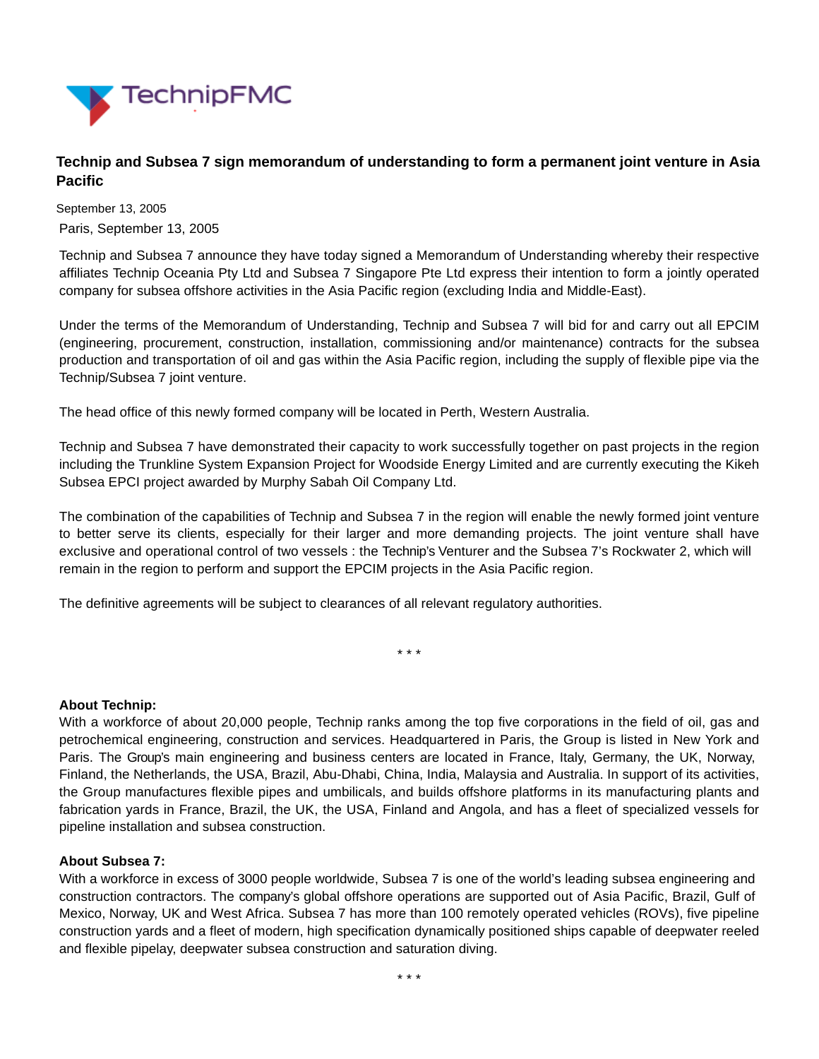# Technip and Subsea 7 sign memorandum of understanding to form a permanent joint venture in Asia Pacific

September 13, 2005

Paris, September 13, 2005

Technip and Subsea 7 announce they have today signed a Memorandum of Understanding whereby their respective affiliates Technip Oceania Pty Ltd and Subsea 7 Singapore Pte Ltd express their intention to form a jointly operated company for subsea offshore activities in the Asia Pacific region (excluding India and Middle-East).

Under the terms of the Memorandum of Understanding, Technip and Subsea 7 will bid for and carry out all EPCIM (engineering, procurement, construction, installation, commissioning and/or maintenance) contracts for the subsea production and transportation of oil and gas within the Asia Pacific region, including the supply of flexible pipe via the Technip/Subsea 7 joint venture.

The head office of this newly formed company will be located in Perth, Western Australia.

Technip and Subsea 7 have demonstrated their capacity to work successfully together on past projects in the region including the Trunkline System Expansion Project for Woodside Energy Limited and are currently executing the Kikeh Subsea EPCI project awarded by Murphy Sabah Oil Company Ltd.

The combination of the capabilities of Technip and Subsea 7 in the region will enable the newly formed joint venture to better serve its clients, especially for their larger and more demanding projects. The joint venture shall have exclusive and operational control of two vessels : the Technip's Venturer and the Subsea 7's Rockwater 2, which will remain in the region to perform and support the EPCIM projects in the Asia Pacific region.

The definitive agreements will be subject to clearances of all relevant regulatory authorities.

\* \* \*

**About Technip:**
With a workforce of about 20,000 people, Technip ranks among the top five corporations in the field of oil, gas and petrochemical engineering, construction and services. Headquartered in Paris, the Group is listed in New York and Paris. The Group's main engineering and business centers are located in France, Italy, Germany, the UK, Norway, Finland, the Netherlands, the USA, Brazil, Abu-Dhabi, China, India, Malaysia and Australia. In support of its activities, the Group manufactures flexible pipes and umbilicals, and builds offshore platforms in its manufacturing plants and fabrication yards in France, Brazil, the UK, the USA, Finland and Angola, and has a fleet of specialized vessels for pipeline installation and subsea construction.

**About Subsea 7:**
With a workforce in excess of 3000 people worldwide, Subsea 7 is one of the world's leading subsea engineering and construction contractors. The company's global offshore operations are supported out of Asia Pacific, Brazil, Gulf of Mexico, Norway, UK and West Africa. Subsea 7 has more than 100 remotely operated vehicles (ROVs), five pipeline construction yards and a fleet of modern, high specification dynamically positioned ships capable of deepwater reeled and flexible pipelay, deepwater subsea construction and saturation diving.

\* \* \*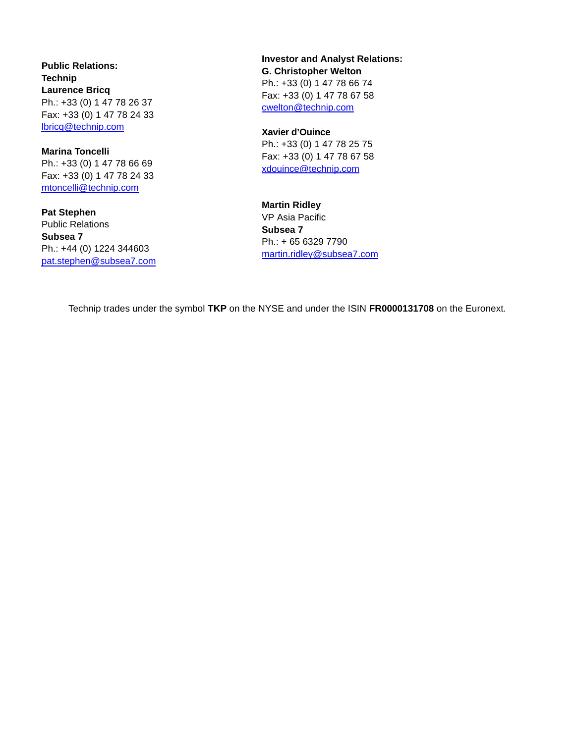**Public Relations:**
**Technip**
**Laurence Bricq**
Ph.: +33 (0) 1 47 78 26 37
Fax: +33 (0) 1 47 78 24 33
lbricq@technip.com

**Marina Toncelli**
Ph.: +33 (0) 1 47 78 66 69
Fax: +33 (0) 1 47 78 24 33
mtoncelli@technip.com

**Pat Stephen**
Public Relations
**Subsea 7**
Ph.: +44 (0) 1224 344603
pat.stephen@subsea7.com

**Investor and Analyst Relations:**
**G. Christopher Welton**
Ph.: +33 (0) 1 47 78 66 74
Fax: +33 (0) 1 47 78 67 58
cwelton@technip.com

**Xavier d'Ouince**
Ph.: +33 (0) 1 47 78 25 75
Fax: +33 (0) 1 47 78 67 58
xdouince@technip.com

**Martin Ridley**
VP Asia Pacific
**Subsea 7**
Ph.: + 65 6329 7790
martin.ridley@subsea7.com

Technip trades under the symbol **TKP** on the NYSE and under the ISIN **FR0000131708** on the Euronext.